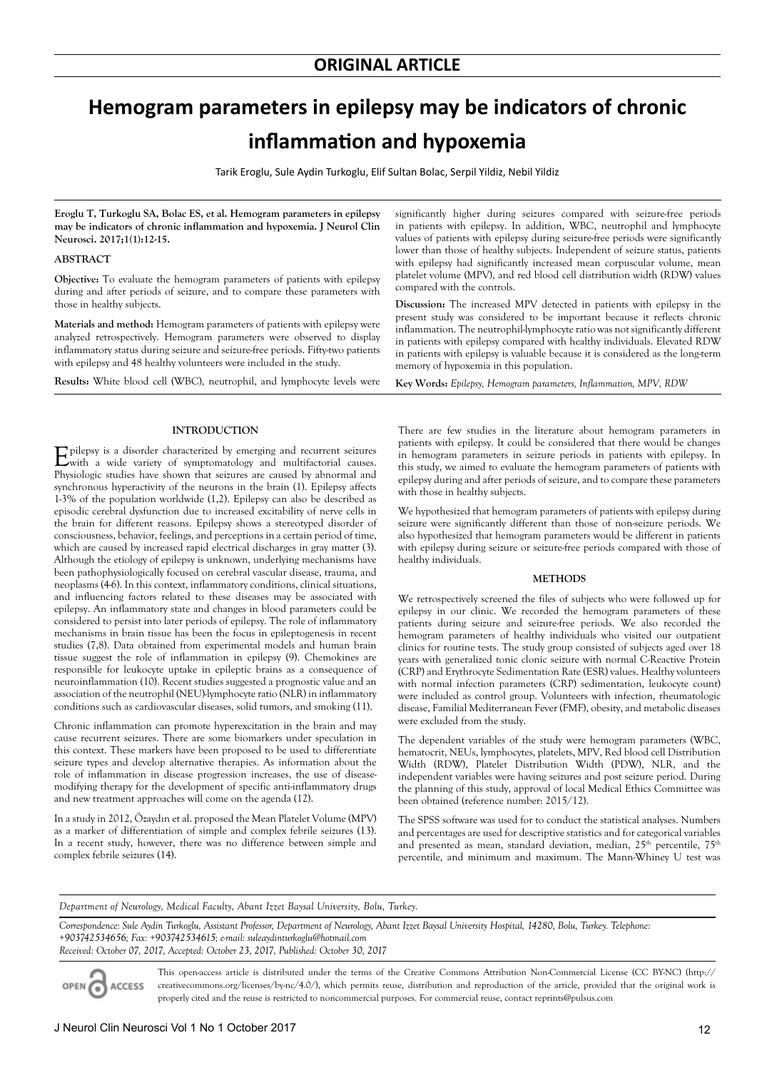**ORIGINAL ARTICLE**

# Hemogram parameters in epilepsy may be indicators of chronic inflammation and hypoxemia

Tarik Eroglu, Sule Aydin Turkoglu, Elif Sultan Bolac, Serpil Yildiz, Nebil Yildiz

**Eroglu T, Turkoglu SA, Bolac ES, et al. Hemogram parameters in epilepsy may be indicators of chronic inflammation and hypoxemia. J Neurol Clin Neurosci. 2017;1(1):12-15.**

## ABSTRACT

**Objective:** To evaluate the hemogram parameters of patients with epilepsy during and after periods of seizure, and to compare these parameters with those in healthy subjects.

**Materials and method:** Hemogram parameters of patients with epilepsy were analyzed retrospectively. Hemogram parameters were observed to display inflammatory status during seizure and seizure-free periods. Fifty-two patients with epilepsy and 48 healthy volunteers were included in the study.

**Results:** White blood cell (WBC), neutrophil, and lymphocyte levels were significantly higher during seizures compared with seizure-free periods in patients with epilepsy. In addition, WBC, neutrophil and lymphocyte values of patients with epilepsy during seizure-free periods were significantly lower than those of healthy subjects. Independent of seizure status, patients with epilepsy had significantly increased mean corpuscular volume, mean platelet volume (MPV), and red blood cell distribution width (RDW) values compared with the controls.

**Discussion:** The increased MPV detected in patients with epilepsy in the present study was considered to be important because it reflects chronic inflammation. The neutrophil-lymphocyte ratio was not significantly different in patients with epilepsy compared with healthy individuals. Elevated RDW in patients with epilepsy is valuable because it is considered as the long-term memory of hypoxemia in this population.

**Key Words:** *Epilepsy, Hemogram parameters, Inflammation, MPV, RDW*

## INTRODUCTION

Epilepsy is a disorder characterized by emerging and recurrent seizures with a wide variety of symptomatology and multifactorial causes. Physiologic studies have shown that seizures are caused by abnormal and synchronous hyperactivity of the neurons in the brain (1). Epilepsy affects 1-3% of the population worldwide (1,2). Epilepsy can also be described as episodic cerebral dysfunction due to increased excitability of nerve cells in the brain for different reasons. Epilepsy shows a stereotyped disorder of consciousness, behavior, feelings, and perceptions in a certain period of time, which are caused by increased rapid electrical discharges in gray matter (3). Although the etiology of epilepsy is unknown, underlying mechanisms have been pathophysiologically focused on cerebral vascular disease, trauma, and neoplasms (4-6). In this context, inflammatory conditions, clinical situations, and influencing factors related to these diseases may be associated with epilepsy. An inflammatory state and changes in blood parameters could be considered to persist into later periods of epilepsy. The role of inflammatory mechanisms in brain tissue has been the focus in epileptogenesis in recent studies (7,8). Data obtained from experimental models and human brain tissue suggest the role of inflammation in epilepsy (9). Chemokines are responsible for leukocyte uptake in epileptic brains as a consequence of neuroinflammation (10). Recent studies suggested a prognostic value and an association of the neutrophil (NEU)-lymphocyte ratio (NLR) in inflammatory conditions such as cardiovascular diseases, solid tumors, and smoking (11).

Chronic inflammation can promote hyperexcitation in the brain and may cause recurrent seizures. There are some biomarkers under speculation in this context. These markers have been proposed to be used to differentiate seizure types and develop alternative therapies. As information about the role of inflammation in disease progression increases, the use of disease-modifying therapy for the development of specific anti-inflammatory drugs and new treatment approaches will come on the agenda (12).

In a study in 2012, Özaydın et al. proposed the Mean Platelet Volume (MPV) as a marker of differentiation of simple and complex febrile seizures (13). In a recent study, however, there was no difference between simple and complex febrile seizures (14).

There are few studies in the literature about hemogram parameters in patients with epilepsy. It could be considered that there would be changes in hemogram parameters in seizure periods in patients with epilepsy. In this study, we aimed to evaluate the hemogram parameters of patients with epilepsy during and after periods of seizure, and to compare these parameters with those in healthy subjects.

We hypothesized that hemogram parameters of patients with epilepsy during seizure were significantly different than those of non-seizure periods. We also hypothesized that hemogram parameters would be different in patients with epilepsy during seizure or seizure-free periods compared with those of healthy individuals.

## METHODS

We retrospectively screened the files of subjects who were followed up for epilepsy in our clinic. We recorded the hemogram parameters of these patients during seizure and seizure-free periods. We also recorded the hemogram parameters of healthy individuals who visited our outpatient clinics for routine tests. The study group consisted of subjects aged over 18 years with generalized tonic clonic seizure with normal C-Reactive Protein (CRP) and Erythrocyte Sedimentation Rate (ESR) values. Healthy volunteers with normal infection parameters (CRP) sedimentation, leukocyte count) were included as control group. Volunteers with infection, rheumatologic disease, Familial Mediterranean Fever (FMF), obesity, and metabolic diseases were excluded from the study.

The dependent variables of the study were hemogram parameters (WBC, hematocrit, NEUs, lymphocytes, platelets, MPV, Red blood cell Distribution Width (RDW), Platelet Distribution Width (PDW), NLR, and the independent variables were having seizures and post seizure period. During the planning of this study, approval of local Medical Ethics Committee was been obtained (reference number: 2015/12).

The SPSS software was used for to conduct the statistical analyses. Numbers and percentages are used for descriptive statistics and for categorical variables and presented as mean, standard deviation, median, 25th percentile, 75th percentile, and minimum and maximum. The Mann-Whiney U test was

*Department of Neurology, Medical Faculty, Abant Izzet Baysal University, Bolu, Turkey.*

*Correspondence: Sule Aydin Turkoglu, Assistant Professor, Department of Neurology, Abant Izzet Baysal University Hospital, 14280, Bolu, Turkey. Telephone: +903742534656; Fax: +903742534615; e-mail: suleaydinturkoglu@hotmail.com*

*Received: October 07, 2017, Accepted: October 23, 2017, Published: October 30, 2017*

This open-access article is distributed under the terms of the Creative Commons Attribution Non-Commercial License (CC BY-NC) (http://creativecommons.org/licenses/by-nc/4.0/), which permits reuse, distribution and reproduction of the article, provided that the original work is properly cited and the reuse is restricted to noncommercial purposes. For commercial reuse, contact reprints@pulsus.com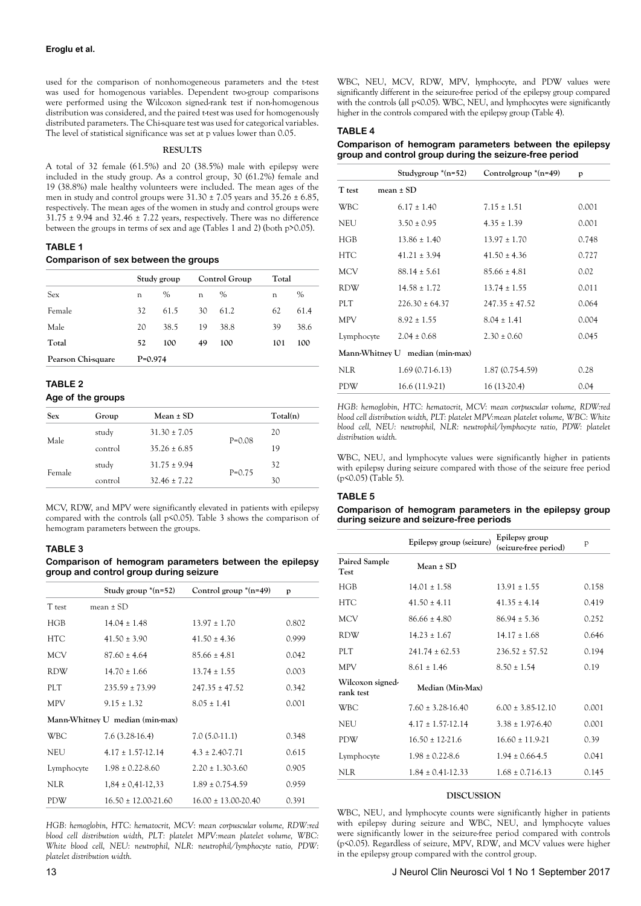used for the comparison of nonhomogeneous parameters and the t-test was used for homogenous variables. Dependent two-group comparisons were performed using the Wilcoxon signed-rank test if non-homogenous distribution was considered, and the paired t-test was used for homogenously distributed parameters. The Chi-square test was used for categorical variables. The level of statistical significance was set at p values lower than 0.05.

## RESULTS

A total of 32 female (61.5%) and 20 (38.5%) male with epilepsy were included in the study group. As a control group, 30 (61.2%) female and 19 (38.8%) male healthy volunteers were included. The mean ages of the men in study and control groups were 31.30 ± 7.05 years and 35.26 ± 6.85, respectively. The mean ages of the women in study and control groups were 31.75 ± 9.94 and 32.46 ± 7.22 years, respectively. There was no difference between the groups in terms of sex and age (Tables 1 and 2) (both p>0.05).

**TABLE 1**

**Comparison of sex between the groups**

| | Study group | | Control Group | | Total | |
|---|---|---|---|---|---|---|
| Sex | n | % | n | % | n | % |
| Female | 32 | 61.5 | 30 | 61.2 | 62 | 61.4 |
| Male | 20 | 38.5 | 19 | 38.8 | 39 | 38.6 |
| **Total** | **52** | **100** | **49** | **100** | **101** | **100** |
| **Pearson Chi-square** | **P=0.974** | | | | | |

**TABLE 2**

**Age of the groups**

| Sex | Group | Mean ± SD | | Total(n) |
|---|---|---|---|---|
| Male | study | 31.30 ± 7.05 | P=0.08 | 20 |
| | control | 35.26 ± 6.85 | | 19 |
| Female | study | 31.75 ± 9.94 | P=0.75 | 32 |
| | control | 32.46 ± 7.22 | | 30 |

MCV, RDW, and MPV were significantly elevated in patients with epilepsy compared with the controls (all p<0.05). Table 3 shows the comparison of hemogram parameters between the groups.

**TABLE 3**

**Comparison of hemogram parameters between the epilepsy group and control group during seizure**

| | Study group *(n=52) | Control group *(n=49) | p |
|---|---|---|---|
| T test | mean ± SD | | |
| HGB | 14.04 ± 1.48 | 13.97 ± 1.70 | 0.802 |
| HTC | 41.50 ± 3.90 | 41.50 ± 4.36 | 0.999 |
| MCV | 87.60 ± 4.64 | 85.66 ± 4.81 | 0.042 |
| RDW | 14.70 ± 1.66 | 13.74 ± 1.55 | 0.003 |
| PLT | 235.59 ± 73.99 | 247.35 ± 47.52 | 0.342 |
| MPV | 9.15 ± 1.32 | 8.05 ± 1.41 | 0.001 |
| Mann-Whitney U median (min-max) | | | |
| WBC | 7.6 (3.28-16.4) | 7.0 (5.0-11.1) | 0.348 |
| NEU | 4.17 ± 1.57-12.14 | 4.3 ± 2.40-7.71 | 0.615 |
| Lymphocyte | 1.98 ± 0.22-8.60 | 2.20 ± 1.30-3.60 | 0.905 |
| NLR | 1,84 ± 0,41-12,33 | 1.89 ± 0.75-4.59 | 0.959 |
| PDW | 16.50 ± 12.00-21.60 | 16.00 ± 13.00-20.40 | 0.391 |

*HGB: hemoglobin, HTC: hematocrit, MCV: mean corpuscular volume, RDW:red blood cell distribution width, PLT: platelet MPV:mean platelet volume, WBC: White blood cell, NEU: neutrophil, NLR: neutrophil/lymphocyte ratio, PDW: platelet distribution width.*

WBC, NEU, MCV, RDW, MPV, lymphocyte, and PDW values were significantly different in the seizure-free period of the epilepsy group compared with the controls (all p<0.05). WBC, NEU, and lymphocytes were significantly higher in the controls compared with the epilepsy group (Table 4).

**TABLE 4**

**Comparison of hemogram parameters between the epilepsy group and control group during the seizure-free period**

| | Studygroup *(n=52) | Controlgroup *(n=49) | p |
|---|---|---|---|
| T test | mean ± SD | | |
| WBC | 6.17 ± 1.40 | 7.15 ± 1.51 | 0.001 |
| NEU | 3.50 ± 0.95 | 4.35 ± 1.39 | 0.001 |
| HGB | 13.86 ± 1.40 | 13.97 ± 1.70 | 0.748 |
| HTC | 41.21 ± 3.94 | 41.50 ± 4.36 | 0.727 |
| MCV | 88.14 ± 5.61 | 85.66 ± 4.81 | 0.02 |
| RDW | 14.58 ± 1.72 | 13.74 ± 1.55 | 0.011 |
| PLT | 226.30 ± 64.37 | 247.35 ± 47.52 | 0.064 |
| MPV | 8.92 ± 1.55 | 8.04 ± 1.41 | 0.004 |
| Lymphocyte | 2.04 ± 0.68 | 2.30 ± 0.60 | 0.045 |
| Mann-Whitney U median (min-max) | | | |
| NLR | 1.69 (0.71-6.13) | 1.87 (0.75-4.59) | 0.28 |
| PDW | 16.6 (11.9-21) | 16 (13-20.4) | 0.04 |

*HGB: hemoglobin, HTC: hematocrit, MCV: mean corpuscular volume, RDW:red blood cell distribution width, PLT: platelet MPV:mean platelet volume, WBC: White blood cell, NEU: neutrophil, NLR: neutrophil/lymphocyte ratio, PDW: platelet distribution width.*

WBC, NEU, and lymphocyte values were significantly higher in patients with epilepsy during seizure compared with those of the seizure free period (p<0.05) (Table 5).

**TABLE 5**

**Comparison of hemogram parameters in the epilepsy group during seizure and seizure-free periods**

| | Epilepsy group (seizure) | Epilepsy group (seizure-free period) | p |
|---|---|---|---|
| Paired Sample Test | Mean ± SD | | |
| HGB | 14.01 ± 1.58 | 13.91 ± 1.55 | 0.158 |
| HTC | 41.50 ± 4.11 | 41.35 ± 4.14 | 0.419 |
| MCV | 86.66 ± 4.80 | 86.94 ± 5.36 | 0.252 |
| RDW | 14.23 ± 1.67 | 14.17 ± 1.68 | 0.646 |
| PLT | 241.74 ± 62.53 | 236.52 ± 57.52 | 0.194 |
| MPV | 8.61 ± 1.46 | 8.50 ± 1.54 | 0.19 |
| Wilcoxon signed-rank test | Median (Min-Max) | | |
| WBC | 7.60 ± 3.28-16.40 | 6.00 ± 3.85-12.10 | 0.001 |
| NEU | 4.17 ± 1.57-12.14 | 3.38 ± 1.97-6.40 | 0.001 |
| PDW | 16.50 ± 12-21.6 | 16.60 ± 11.9-21 | 0.39 |
| Lymphocyte | 1.98 ± 0.22-8.6 | 1.94 ± 0.66-4.5 | 0.041 |
| NLR | 1.84 ± 0.41-12.33 | 1.68 ± 0.71-6.13 | 0.145 |

## DISCUSSION

WBC, NEU, and lymphocyte counts were significantly higher in patients with epilepsy during seizure and WBC, NEU, and lymphocyte values were significantly lower in the seizure-free period compared with controls (p<0.05). Regardless of seizure, MPV, RDW, and MCV values were higher in the epilepsy group compared with the control group.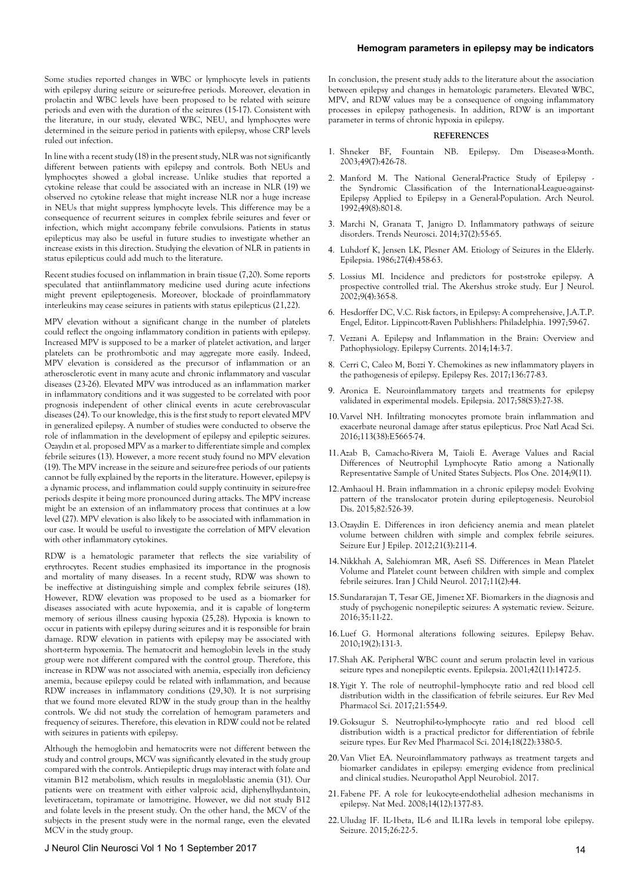Some studies reported changes in WBC or lymphocyte levels in patients with epilepsy during seizure or seizure-free periods. Moreover, elevation in prolactin and WBC levels have been proposed to be related with seizure periods and even with the duration of the seizures (15-17). Consistent with the literature, in our study, elevated WBC, NEU, and lymphocytes were determined in the seizure period in patients with epilepsy, whose CRP levels ruled out infection.

In line with a recent study (18) in the present study, NLR was not significantly different between patients with epilepsy and controls. Both NEUs and lymphocytes showed a global increase. Unlike studies that reported a cytokine release that could be associated with an increase in NLR (19) we observed no cytokine release that might increase NLR nor a huge increase in NEUs that might suppress lymphocyte levels. This difference may be a consequence of recurrent seizures in complex febrile seizures and fever or infection, which might accompany febrile convulsions. Patients in status epilepticus may also be useful in future studies to investigate whether an increase exists in this direction. Studying the elevation of NLR in patients in status epilepticus could add much to the literature.

Recent studies focused on inflammation in brain tissue (7,20). Some reports speculated that antiinflammatory medicine used during acute infections might prevent epileptogenesis. Moreover, blockade of proinflammatory interleukins may cease seizures in patients with status epilepticus (21,22).

MPV elevation without a significant change in the number of platelets could reflect the ongoing inflammatory condition in patients with epilepsy. Increased MPV is supposed to be a marker of platelet activation, and larger platelets can be prothrombotic and may aggregate more easily. Indeed, MPV elevation is considered as the precursor of inflammation or an atherosclerotic event in many acute and chronic inflammatory and vascular diseases (23-26). Elevated MPV was introduced as an inflammation marker in inflammatory conditions and it was suggested to be correlated with poor prognosis independent of other clinical events in acute cerebrovascular diseases (24). To our knowledge, this is the first study to report elevated MPV in generalized epilepsy. A number of studies were conducted to observe the role of inflammation in the development of epilepsy and epileptic seizures. Ozaydın et al. proposed MPV as a marker to differentiate simple and complex febrile seizures (13). However, a more recent study found no MPV elevation (19). The MPV increase in the seizure and seizure-free periods of our patients cannot be fully explained by the reports in the literature. However, epilepsy is a dynamic process, and inflammation could supply continuity in seizure-free periods despite it being more pronounced during attacks. The MPV increase might be an extension of an inflammatory process that continues at a low level (27). MPV elevation is also likely to be associated with inflammation in our case. It would be useful to investigate the correlation of MPV elevation with other inflammatory cytokines.

RDW is a hematologic parameter that reflects the size variability of erythrocytes. Recent studies emphasized its importance in the prognosis and mortality of many diseases. In a recent study, RDW was shown to be ineffective at distinguishing simple and complex febrile seizures (18). However, RDW elevation was proposed to be used as a biomarker for diseases associated with acute hypoxemia, and it is capable of long-term memory of serious illness causing hypoxia (25,28). Hypoxia is known to occur in patients with epilepsy during seizures and it is responsible for brain damage. RDW elevation in patients with epilepsy may be associated with short-term hypoxemia. The hematocrit and hemoglobin levels in the study group were not different compared with the control group. Therefore, this increase in RDW was not associated with anemia, especially iron deficiency anemia, because epilepsy could be related with inflammation, and because RDW increases in inflammatory conditions (29,30). It is not surprising that we found more elevated RDW in the study group than in the healthy controls. We did not study the correlation of hemogram parameters and frequency of seizures. Therefore, this elevation in RDW could not be related with seizures in patients with epilepsy.

Although the hemoglobin and hematocrits were not different between the study and control groups, MCV was significantly elevated in the study group compared with the controls. Antiepileptic drugs may interact with folate and vitamin B12 metabolism, which results in megaloblastic anemia (31). Our patients were on treatment with either valproic acid, diphenylhydantoin, levetiracetam, topiramate or lamotrigine. However, we did not study B12 and folate levels in the present study. On the other hand, the MCV of the subjects in the present study were in the normal range, even the elevated MCV in the study group.

In conclusion, the present study adds to the literature about the association between epilepsy and changes in hematologic parameters. Elevated WBC, MPV, and RDW values may be a consequence of ongoing inflammatory processes in epilepsy pathogenesis. In addition, RDW is an important parameter in terms of chronic hypoxia in epilepsy.

## REFERENCES

1. Shneker BF, Fountain NB. Epilepsy. Dm Disease-a-Month. 2003;49(7):426-78.
2. Manford M. The National General-Practice Study of Epilepsy - the Syndromic Classification of the International-League-against-Epilepsy Applied to Epilepsy in a General-Population. Arch Neurol. 1992;49(8):801-8.
3. Marchi N, Granata T, Janigro D. Inflammatory pathways of seizure disorders. Trends Neurosci. 2014;37(2):55-65.
4. Luhdorf K, Jensen LK, Plesner AM. Etiology of Seizures in the Elderly. Epilepsia. 1986;27(4):458-63.
5. Lossius MI. Incidence and predictors for post-stroke epilepsy. A prospective controlled trial. The Akershus stroke study. Eur J Neurol. 2002;9(4):365-8.
6. Hesdorffer DC, V.C. Risk factors, in Epilepsy: A comprehensive, J.A.T.P. Engel, Editor. Lippincott-Raven Publishhers: Philadelphia. 1997;59-67.
7. Vezzani A. Epilepsy and Inflammation in the Brain: Overview and Pathophysiology. Epilepsy Currents. 2014;14:3-7.
8. Cerri C, Caleo M, Bozzi Y. Chemokines as new inflammatory players in the pathogenesis of epilepsy. Epilepsy Res. 2017;136:77-83.
9. Aronica E. Neuroinflammatory targets and treatments for epilepsy validated in experimental models. Epilepsia. 2017;58(S3):27-38.
10. Varvel NH. Infiltrating monocytes promote brain inflammation and exacerbate neuronal damage after status epilepticus. Proc Natl Acad Sci. 2016;113(38):E5665-74.
11. Azab B, Camacho-Rivera M, Taioli E. Average Values and Racial Differences of Neutrophil Lymphocyte Ratio among a Nationally Representative Sample of United States Subjects. Plos One. 2014;9(11).
12. Amhaoul H. Brain inflammation in a chronic epilepsy model: Evolving pattern of the translocator protein during epileptogenesis. Neurobiol Dis. 2015;82:526-39.
13. Ozaydin E. Differences in iron deficiency anemia and mean platelet volume between children with simple and complex febrile seizures. Seizure Eur J Epilep. 2012;21(3):211-4.
14. Nikkhah A, Salehiomran MR, Asefi SS. Differences in Mean Platelet Volume and Platelet count between children with simple and complex febrile seizures. Iran J Child Neurol. 2017;11(2):44.
15. Sundararajan T, Tesar GE, Jimenez XF. Biomarkers in the diagnosis and study of psychogenic nonepileptic seizures: A systematic review. Seizure. 2016;35:11-22.
16. Luef G. Hormonal alterations following seizures. Epilepsy Behav. 2010;19(2):131-3.
17. Shah AK. Peripheral WBC count and serum prolactin level in various seizure types and nonepileptic events. Epilepsia. 2001;42(11):1472-5.
18. Yigit Y. The role of neutrophil–lymphocyte ratio and red blood cell distribution width in the classification of febrile seizures. Eur Rev Med Pharmacol Sci. 2017;21:554-9.
19. Goksugur S. Neutrophil-to-lymphocyte ratio and red blood cell distribution width is a practical predictor for differentiation of febrile seizure types. Eur Rev Med Pharmacol Sci. 2014;18(22):3380-5.
20. Van Vliet EA. Neuroinflammatory pathways as treatment targets and biomarker candidates in epilepsy: emerging evidence from preclinical and clinical studies. Neuropathol Appl Neurobiol. 2017.
21. Fabene PF. A role for leukocyte-endothelial adhesion mechanisms in epilepsy. Nat Med. 2008;14(12):1377-83.
22. Uludag IF. IL-1beta, IL-6 and IL1Ra levels in temporal lobe epilepsy. Seizure. 2015;26:22-5.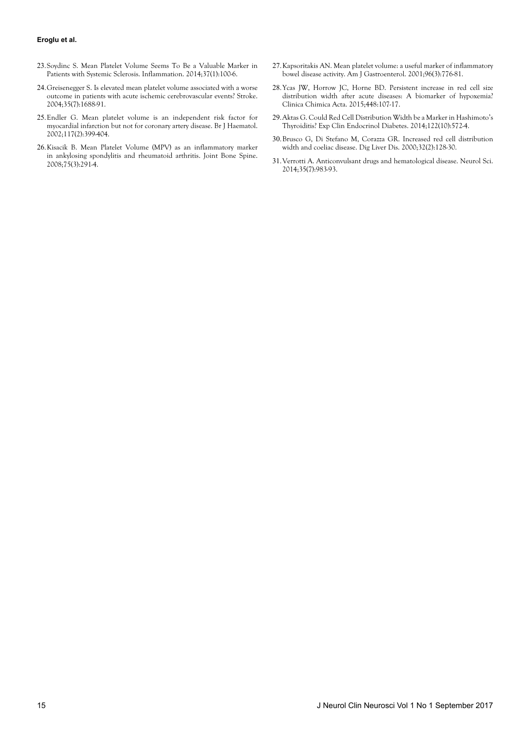23. Soydinc S. Mean Platelet Volume Seems To Be a Valuable Marker in Patients with Systemic Sclerosis. Inflammation. 2014;37(1):100-6.

24. Greisenegger S. Is elevated mean platelet volume associated with a worse outcome in patients with acute ischemic cerebrovascular events? Stroke. 2004;35(7):1688-91.

25. Endler G. Mean platelet volume is an independent risk factor for myocardial infarction but not for coronary artery disease. Br J Haematol. 2002;117(2):399-404.

26. Kisacik B. Mean Platelet Volume (MPV) as an inflammatory marker in ankylosing spondylitis and rheumatoid arthritis. Joint Bone Spine. 2008;75(3):291-4.

27. Kapsoritakis AN. Mean platelet volume: a useful marker of inflammatory bowel disease activity. Am J Gastroenterol. 2001;96(3):776-81.

28. Ycas JW, Horrow JC, Horne BD. Persistent increase in red cell size distribution width after acute diseases: A biomarker of hypoxemia? Clinica Chimica Acta. 2015;448:107-17.

29. Aktas G. Could Red Cell Distribution Width be a Marker in Hashimoto's Thyroiditis? Exp Clin Endocrinol Diabetes. 2014;122(10):572-4.

30. Brusco G, Di Stefano M, Corazza GR. Increased red cell distribution width and coeliac disease. Dig Liver Dis. 2000;32(2):128-30.

31. Verrotti A. Anticonvulsant drugs and hematological disease. Neurol Sci. 2014;35(7):983-93.